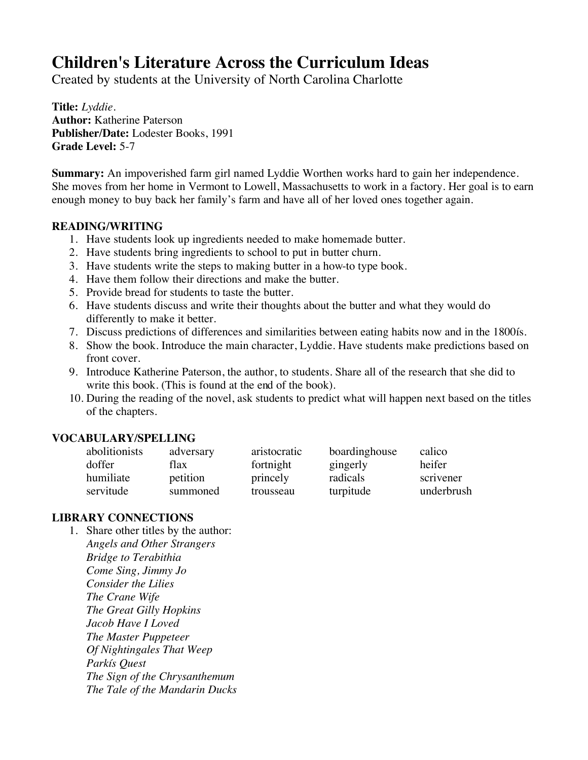# Children's Literature Across the Curriculum Ideas

Created by students at the University of North Carolina Charlotte

**Title:** *Lyddie*.
**Author:** Katherine Paterson
**Publisher/Date:** Lodester Books, 1991
**Grade Level:** 5-7

**Summary:** An impoverished farm girl named Lyddie Worthen works hard to gain her independence. She moves from her home in Vermont to Lowell, Massachusetts to work in a factory. Her goal is to earn enough money to buy back her family's farm and have all of her loved ones together again.

## READING/WRITING

1. Have students look up ingredients needed to make homemade butter.
2. Have students bring ingredients to school to put in butter churn.
3. Have students write the steps to making butter in a how-to type book.
4. Have them follow their directions and make the butter.
5. Provide bread for students to taste the butter.
6. Have students discuss and write their thoughts about the butter and what they would do differently to make it better.
7. Discuss predictions of differences and similarities between eating habits now and in the 1800ís.
8. Show the book. Introduce the main character, Lyddie. Have students make predictions based on front cover.
9. Introduce Katherine Paterson, the author, to students. Share all of the research that she did to write this book. (This is found at the end of the book).
10. During the reading of the novel, ask students to predict what will happen next based on the titles of the chapters.

## VOCABULARY/SPELLING

| | | | | |
|---|---|---|---|---|
| abolitionists | adversary | aristocratic | boardinghouse | calico |
| doffer | flax | fortnight | gingerly | heifer |
| humiliate | petition | princely | radicals | scrivener |
| servitude | summoned | trousseau | turpitude | underbrush |

## LIBRARY CONNECTIONS

1. Share other titles by the author:
   *Angels and Other Strangers*
   *Bridge to Terabithia*
   *Come Sing, Jimmy Jo*
   *Consider the Lilies*
   *The Crane Wife*
   *The Great Gilly Hopkins*
   *Jacob Have I Loved*
   *The Master Puppeteer*
   *Of Nightingales That Weep*
   *Parkís Quest*
   *The Sign of the Chrysanthemum*
   *The Tale of the Mandarin Ducks*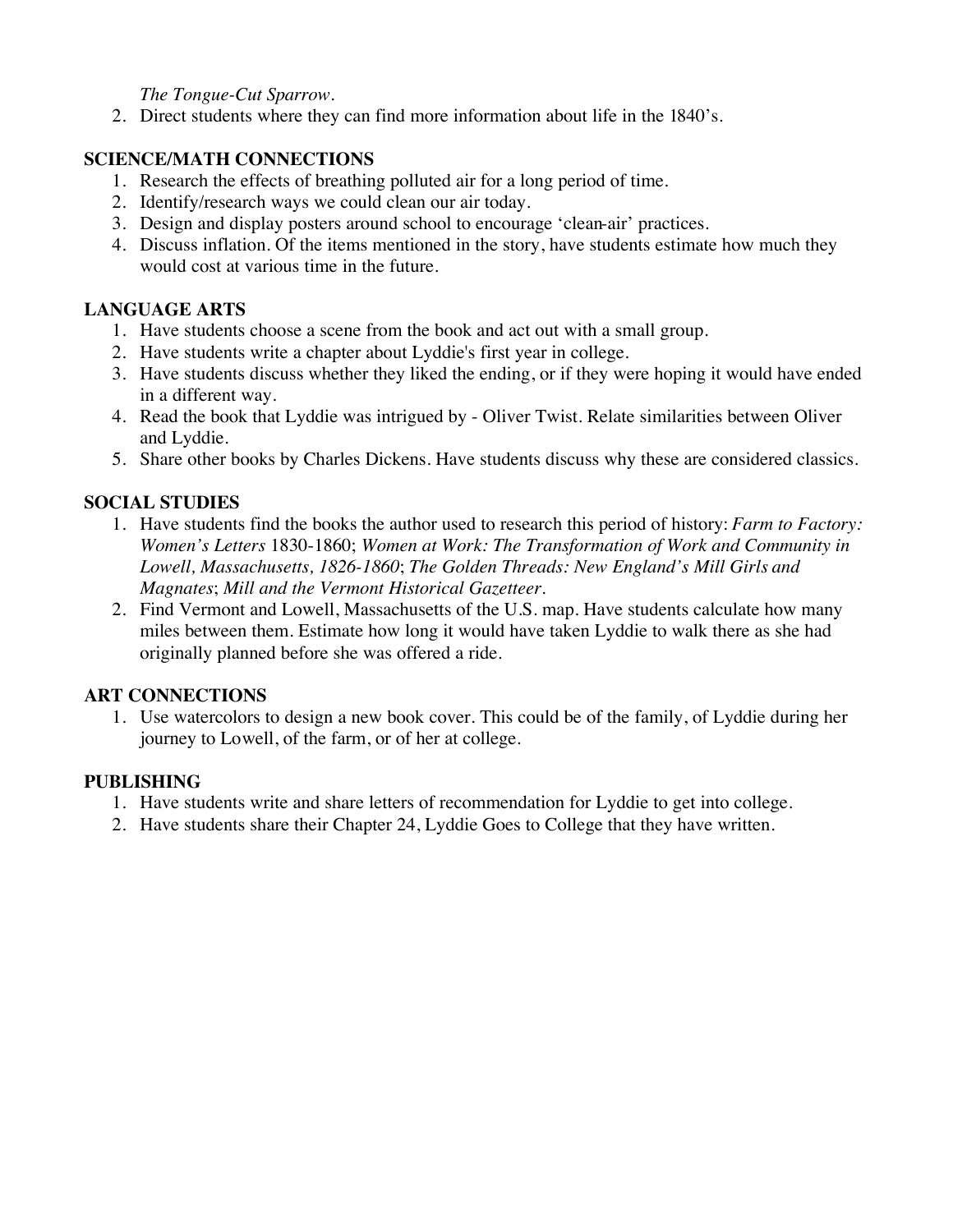*The Tongue-Cut Sparrow.*

2. Direct students where they can find more information about life in the 1840's.

**SCIENCE/MATH CONNECTIONS**

1. Research the effects of breathing polluted air for a long period of time.
2. Identify/research ways we could clean our air today.
3. Design and display posters around school to encourage 'clean-air' practices.
4. Discuss inflation. Of the items mentioned in the story, have students estimate how much they would cost at various time in the future.

**LANGUAGE ARTS**

1. Have students choose a scene from the book and act out with a small group.
2. Have students write a chapter about Lyddie's first year in college.
3. Have students discuss whether they liked the ending, or if they were hoping it would have ended in a different way.
4. Read the book that Lyddie was intrigued by - Oliver Twist. Relate similarities between Oliver and Lyddie.
5. Share other books by Charles Dickens. Have students discuss why these are considered classics.

**SOCIAL STUDIES**

1. Have students find the books the author used to research this period of history: *Farm to Factory: Women's Letters* 1830-1860; *Women at Work: The Transformation of Work and Community in Lowell, Massachusetts, 1826-1860*; *The Golden Threads: New England's Mill Girls and Magnates*; *Mill and the Vermont Historical Gazetteer.*
2. Find Vermont and Lowell, Massachusetts of the U.S. map. Have students calculate how many miles between them. Estimate how long it would have taken Lyddie to walk there as she had originally planned before she was offered a ride.

**ART CONNECTIONS**

1. Use watercolors to design a new book cover. This could be of the family, of Lyddie during her journey to Lowell, of the farm, or of her at college.

**PUBLISHING**

1. Have students write and share letters of recommendation for Lyddie to get into college.
2. Have students share their Chapter 24, Lyddie Goes to College that they have written.